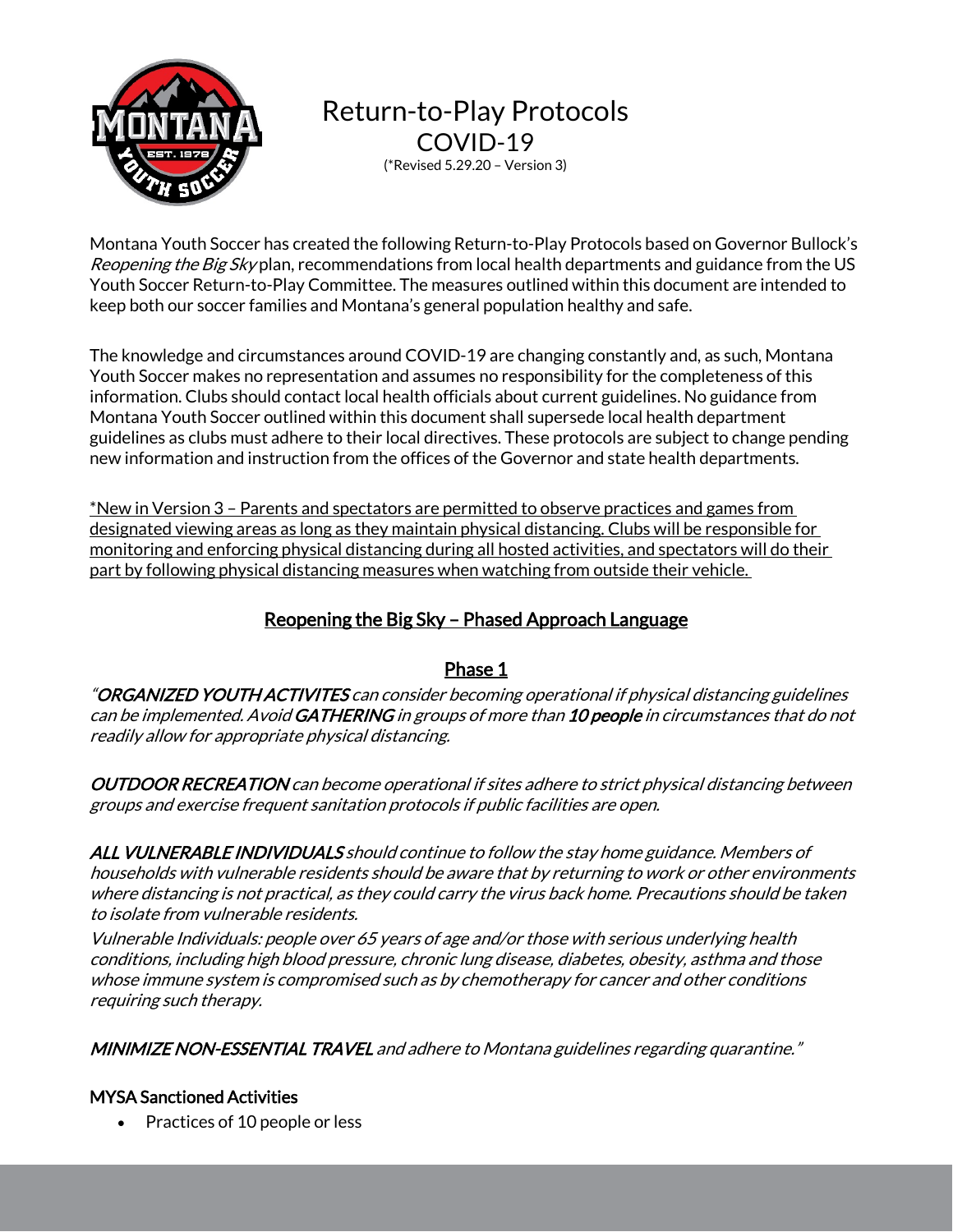// Montana Youth Soccer (logo text omitted as no image detected)

# Return-to-Play Protocols

## COVID-19

(*Revised 5.29.20 – Version 3)

Montana Youth Soccer has created the following Return-to-Play Protocols based on Governor Bullock's *Reopening the Big Sky* plan, recommendations from local health departments and guidance from the US Youth Soccer Return-to-Play Committee. The measures outlined within this document are intended to keep both our soccer families and Montana's general population healthy and safe.

The knowledge and circumstances around COVID-19 are changing constantly and, as such, Montana Youth Soccer makes no representation and assumes no responsibility for the completeness of this information. Clubs should contact local health officials about current guidelines. No guidance from Montana Youth Soccer outlined within this document shall supersede local health department guidelines as clubs must adhere to their local directives. These protocols are subject to change pending new information and instruction from the offices of the Governor and state health departments.

<u>*New in Version 3 – Parents and spectators are permitted to observe practices and games from designated viewing areas as long as they maintain physical distancing. Clubs will be responsible for monitoring and enforcing physical distancing during all hosted activities, and spectators will do their part by following physical distancing measures when watching from outside their vehicle.</u>

## Reopening the Big Sky – Phased Approach Language

### Phase 1

*"**ORGANIZED YOUTH ACTIVITES** can consider becoming operational if physical distancing guidelines can be implemented. Avoid **GATHERING** in groups of more than **10 people** in circumstances that do not readily allow for appropriate physical distancing.*

***OUTDOOR RECREATION** can become operational if sites adhere to strict physical distancing between groups and exercise frequent sanitation protocols if public facilities are open.*

***ALL VULNERABLE INDIVIDUALS** should continue to follow the stay home guidance. Members of households with vulnerable residents should be aware that by returning to work or other environments where distancing is not practical, as they could carry the virus back home. Precautions should be taken to isolate from vulnerable residents.*

*Vulnerable Individuals: people over 65 years of age and/or those with serious underlying health conditions, including high blood pressure, chronic lung disease, diabetes, obesity, asthma and those whose immune system is compromised such as by chemotherapy for cancer and other conditions requiring such therapy.*

***MINIMIZE NON-ESSENTIAL TRAVEL** and adhere to Montana guidelines regarding quarantine."*

#### MYSA Sanctioned Activities

- Practices of 10 people or less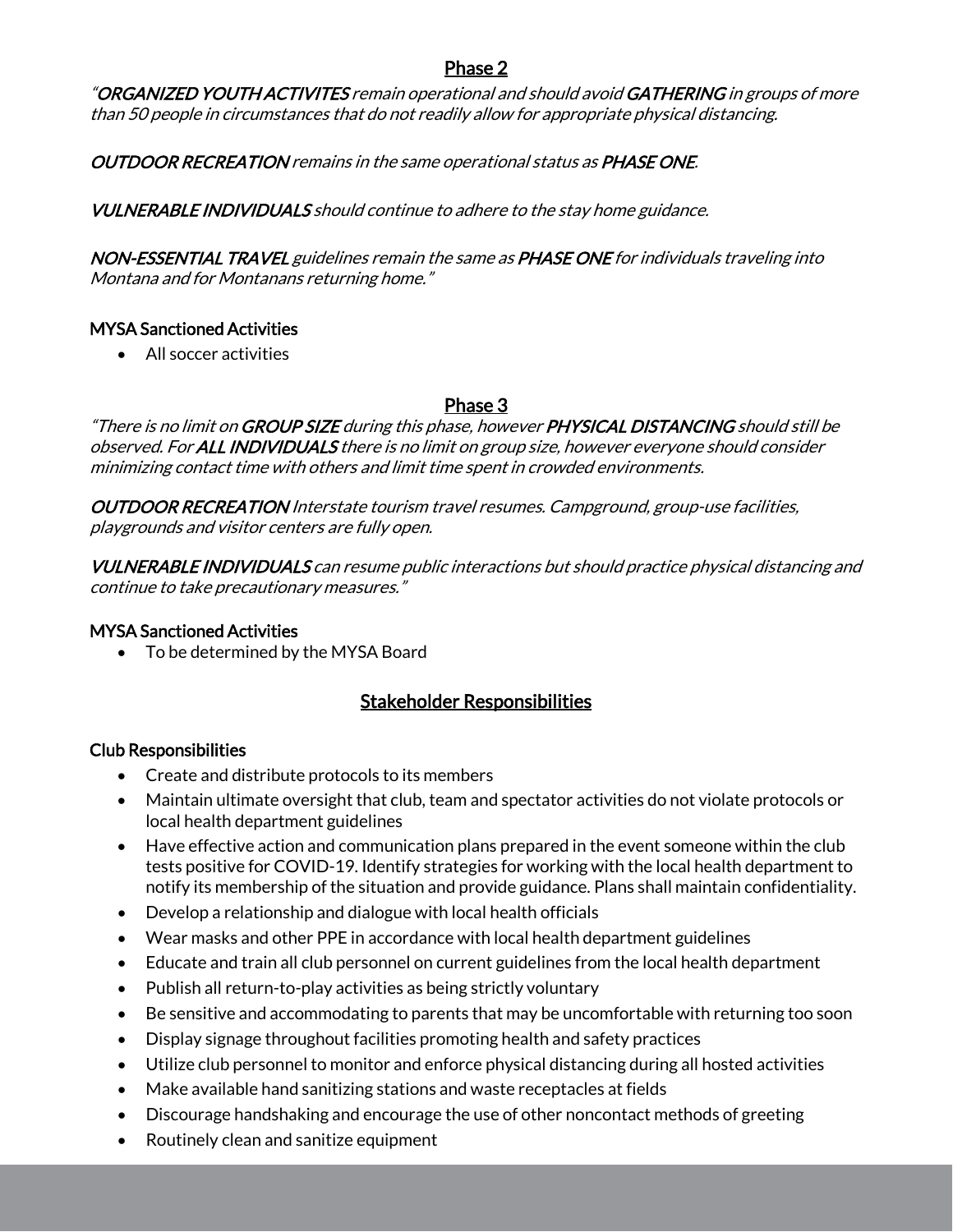## Phase 2

*"**ORGANIZED YOUTH ACTIVITES** remain operational and should avoid **GATHERING** in groups of more than 50 people in circumstances that do not readily allow for appropriate physical distancing.*

***OUTDOOR RECREATION** remains in the same operational status as **PHASE ONE**.*

***VULNERABLE INDIVIDUALS** should continue to adhere to the stay home guidance.*

***NON-ESSENTIAL TRAVEL** guidelines remain the same as **PHASE ONE** for individuals traveling into Montana and for Montanans returning home."*

### MYSA Sanctioned Activities

- All soccer activities

## Phase 3

*"There is no limit on **GROUP SIZE** during this phase, however **PHYSICAL DISTANCING** should still be observed. For **ALL INDIVIDUALS** there is no limit on group size, however everyone should consider minimizing contact time with others and limit time spent in crowded environments.*

***OUTDOOR RECREATION** Interstate tourism travel resumes. Campground, group-use facilities, playgrounds and visitor centers are fully open.*

***VULNERABLE INDIVIDUALS** can resume public interactions but should practice physical distancing and continue to take precautionary measures."*

### MYSA Sanctioned Activities

- To be determined by the MYSA Board

## Stakeholder Responsibilities

### Club Responsibilities

- Create and distribute protocols to its members
- Maintain ultimate oversight that club, team and spectator activities do not violate protocols or local health department guidelines
- Have effective action and communication plans prepared in the event someone within the club tests positive for COVID-19. Identify strategies for working with the local health department to notify its membership of the situation and provide guidance. Plans shall maintain confidentiality.
- Develop a relationship and dialogue with local health officials
- Wear masks and other PPE in accordance with local health department guidelines
- Educate and train all club personnel on current guidelines from the local health department
- Publish all return-to-play activities as being strictly voluntary
- Be sensitive and accommodating to parents that may be uncomfortable with returning too soon
- Display signage throughout facilities promoting health and safety practices
- Utilize club personnel to monitor and enforce physical distancing during all hosted activities
- Make available hand sanitizing stations and waste receptacles at fields
- Discourage handshaking and encourage the use of other noncontact methods of greeting
- Routinely clean and sanitize equipment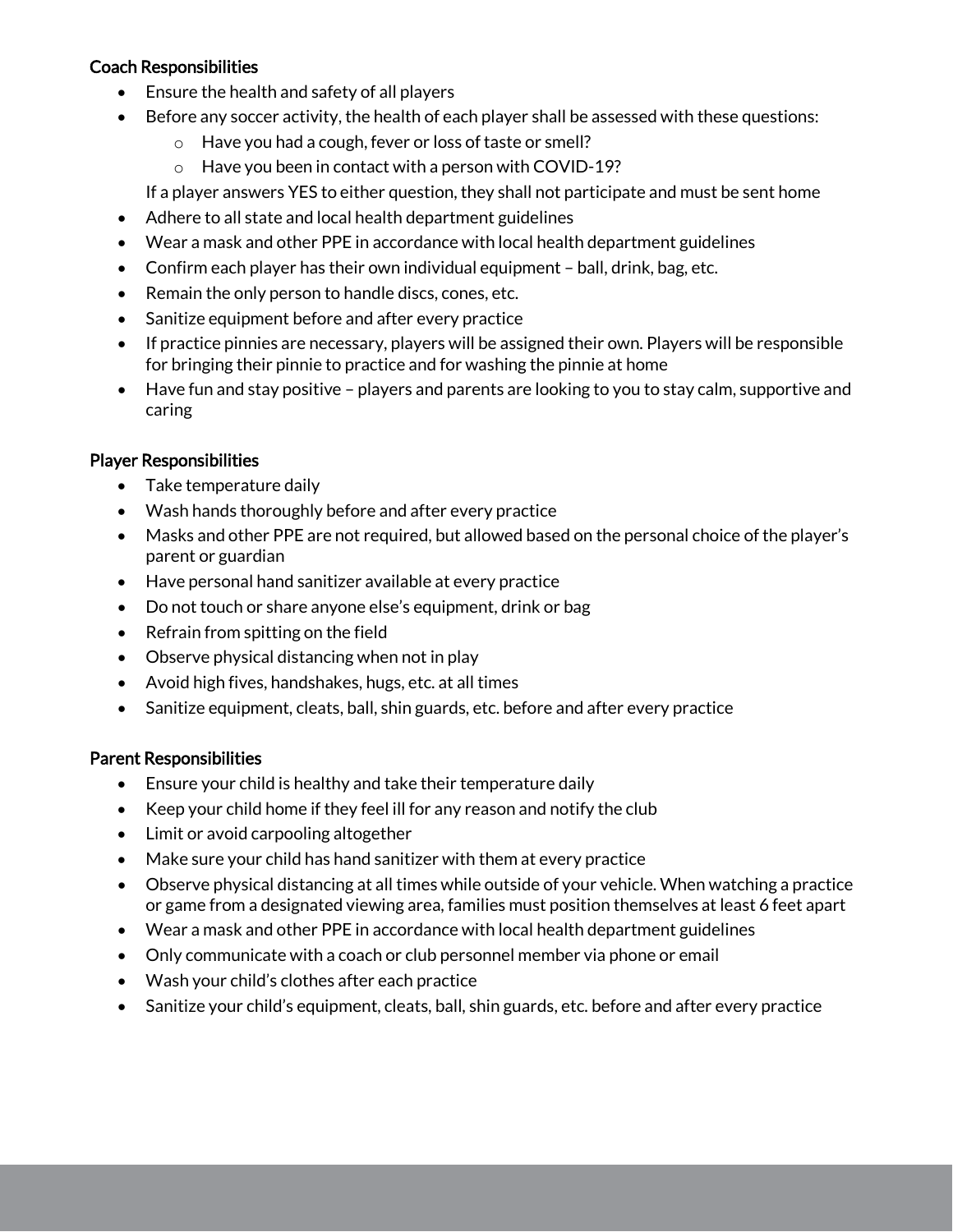### Coach Responsibilities

- Ensure the health and safety of all players
- Before any soccer activity, the health of each player shall be assessed with these questions:
  - Have you had a cough, fever or loss of taste or smell?
  - Have you been in contact with a person with COVID-19?

  If a player answers YES to either question, they shall not participate and must be sent home
- Adhere to all state and local health department guidelines
- Wear a mask and other PPE in accordance with local health department guidelines
- Confirm each player has their own individual equipment – ball, drink, bag, etc.
- Remain the only person to handle discs, cones, etc.
- Sanitize equipment before and after every practice
- If practice pinnies are necessary, players will be assigned their own. Players will be responsible for bringing their pinnie to practice and for washing the pinnie at home
- Have fun and stay positive – players and parents are looking to you to stay calm, supportive and caring

### Player Responsibilities

- Take temperature daily
- Wash hands thoroughly before and after every practice
- Masks and other PPE are not required, but allowed based on the personal choice of the player's parent or guardian
- Have personal hand sanitizer available at every practice
- Do not touch or share anyone else's equipment, drink or bag
- Refrain from spitting on the field
- Observe physical distancing when not in play
- Avoid high fives, handshakes, hugs, etc. at all times
- Sanitize equipment, cleats, ball, shin guards, etc. before and after every practice

### Parent Responsibilities

- Ensure your child is healthy and take their temperature daily
- Keep your child home if they feel ill for any reason and notify the club
- Limit or avoid carpooling altogether
- Make sure your child has hand sanitizer with them at every practice
- Observe physical distancing at all times while outside of your vehicle. When watching a practice or game from a designated viewing area, families must position themselves at least 6 feet apart
- Wear a mask and other PPE in accordance with local health department guidelines
- Only communicate with a coach or club personnel member via phone or email
- Wash your child's clothes after each practice
- Sanitize your child's equipment, cleats, ball, shin guards, etc. before and after every practice